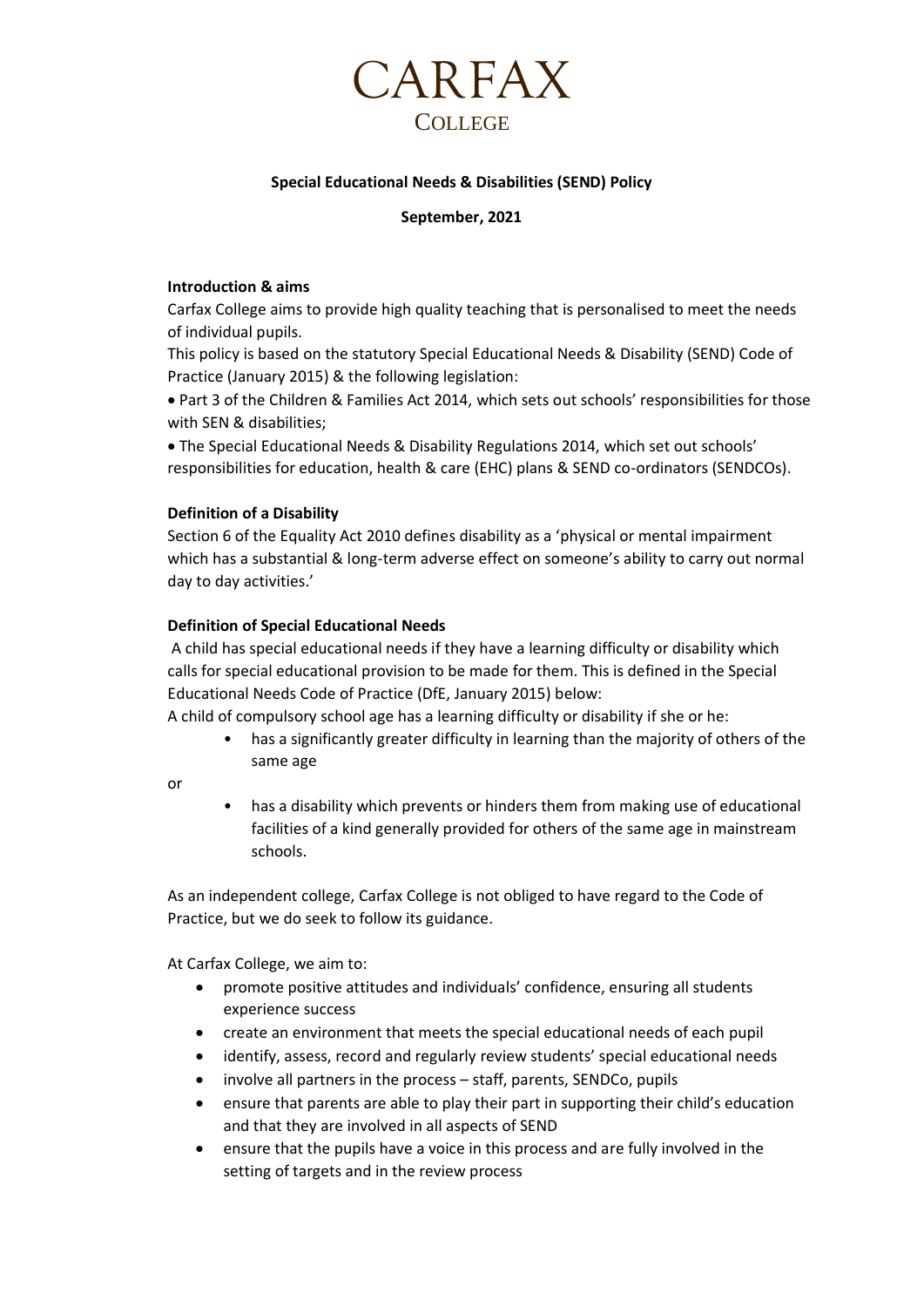# CARFAX
## COLLEGE

**Special Educational Needs & Disabilities (SEND) Policy**

**September, 2021**

**Introduction & aims**

Carfax College aims to provide high quality teaching that is personalised to meet the needs of individual pupils.

This policy is based on the statutory Special Educational Needs & Disability (SEND) Code of Practice (January 2015) & the following legislation:

- Part 3 of the Children & Families Act 2014, which sets out schools' responsibilities for those with SEN & disabilities;
- The Special Educational Needs & Disability Regulations 2014, which set out schools' responsibilities for education, health & care (EHC) plans & SEND co-ordinators (SENDCOs).

**Definition of a Disability**

Section 6 of the Equality Act 2010 defines disability as a 'physical or mental impairment which has a substantial & long-term adverse effect on someone's ability to carry out normal day to day activities.'

**Definition of Special Educational Needs**

A child has special educational needs if they have a learning difficulty or disability which calls for special educational provision to be made for them. This is defined in the Special Educational Needs Code of Practice (DfE, January 2015) below:

A child of compulsory school age has a learning difficulty or disability if she or he:

- has a significantly greater difficulty in learning than the majority of others of the same age

or

- has a disability which prevents or hinders them from making use of educational facilities of a kind generally provided for others of the same age in mainstream schools.

As an independent college, Carfax College is not obliged to have regard to the Code of Practice, but we do seek to follow its guidance.

At Carfax College, we aim to:

- promote positive attitudes and individuals' confidence, ensuring all students experience success
- create an environment that meets the special educational needs of each pupil
- identify, assess, record and regularly review students' special educational needs
- involve all partners in the process – staff, parents, SENDCo, pupils
- ensure that parents are able to play their part in supporting their child's education and that they are involved in all aspects of SEND
- ensure that the pupils have a voice in this process and are fully involved in the setting of targets and in the review process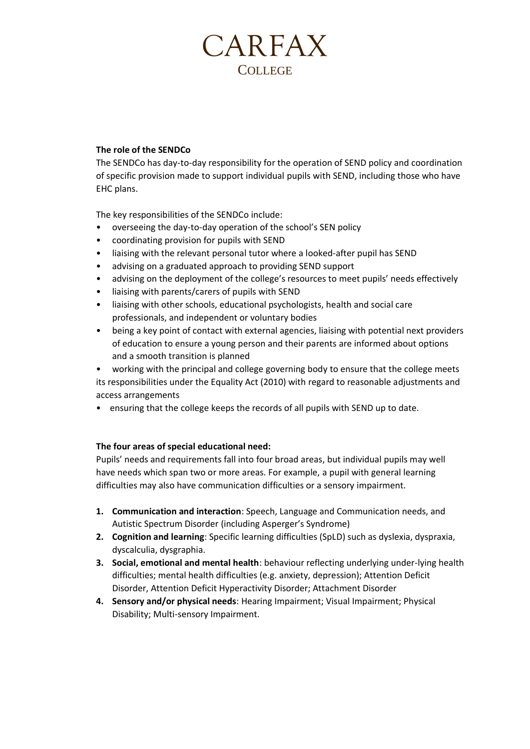**The role of the SENDCo**

The SENDCo has day-to-day responsibility for the operation of SEND policy and coordination of specific provision made to support individual pupils with SEND, including those who have EHC plans.

The key responsibilities of the SENDCo include:

- overseeing the day-to-day operation of the school's SEN policy
- coordinating provision for pupils with SEND
- liaising with the relevant personal tutor where a looked-after pupil has SEND
- advising on a graduated approach to providing SEND support
- advising on the deployment of the college's resources to meet pupils' needs effectively
- liaising with parents/carers of pupils with SEND
- liaising with other schools, educational psychologists, health and social care professionals, and independent or voluntary bodies
- being a key point of contact with external agencies, liaising with potential next providers of education to ensure a young person and their parents are informed about options and a smooth transition is planned
- working with the principal and college governing body to ensure that the college meets its responsibilities under the Equality Act (2010) with regard to reasonable adjustments and access arrangements
- ensuring that the college keeps the records of all pupils with SEND up to date.

**The four areas of special educational need:**

Pupils' needs and requirements fall into four broad areas, but individual pupils may well have needs which span two or more areas. For example, a pupil with general learning difficulties may also have communication difficulties or a sensory impairment.

1. **Communication and interaction**: Speech, Language and Communication needs, and Autistic Spectrum Disorder (including Asperger's Syndrome)
2. **Cognition and learning**: Specific learning difficulties (SpLD) such as dyslexia, dyspraxia, dyscalculia, dysgraphia.
3. **Social, emotional and mental health**: behaviour reflecting underlying under-lying health difficulties; mental health difficulties (e.g. anxiety, depression); Attention Deficit Disorder, Attention Deficit Hyperactivity Disorder; Attachment Disorder
4. **Sensory and/or physical needs**: Hearing Impairment; Visual Impairment; Physical Disability; Multi-sensory Impairment.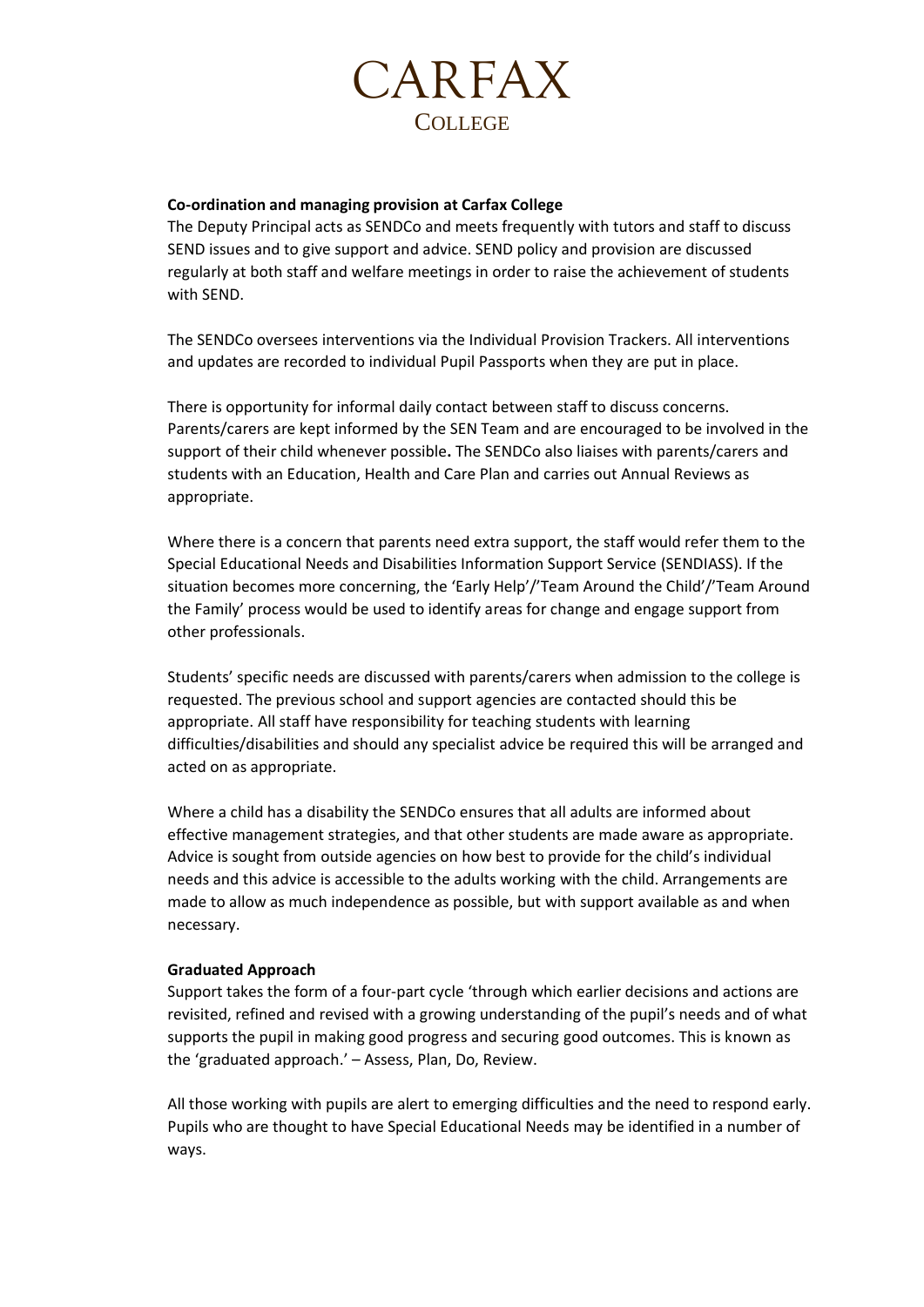**Co-ordination and managing provision at Carfax College**

The Deputy Principal acts as SENDCo and meets frequently with tutors and staff to discuss SEND issues and to give support and advice. SEND policy and provision are discussed regularly at both staff and welfare meetings in order to raise the achievement of students with SEND.

The SENDCo oversees interventions via the Individual Provision Trackers. All interventions and updates are recorded to individual Pupil Passports when they are put in place.

There is opportunity for informal daily contact between staff to discuss concerns. Parents/carers are kept informed by the SEN Team and are encouraged to be involved in the support of their child whenever possible**.** The SENDCo also liaises with parents/carers and students with an Education, Health and Care Plan and carries out Annual Reviews as appropriate.

Where there is a concern that parents need extra support, the staff would refer them to the Special Educational Needs and Disabilities Information Support Service (SENDIASS). If the situation becomes more concerning, the 'Early Help'/'Team Around the Child'/'Team Around the Family' process would be used to identify areas for change and engage support from other professionals.

Students' specific needs are discussed with parents/carers when admission to the college is requested. The previous school and support agencies are contacted should this be appropriate. All staff have responsibility for teaching students with learning difficulties/disabilities and should any specialist advice be required this will be arranged and acted on as appropriate.

Where a child has a disability the SENDCo ensures that all adults are informed about effective management strategies, and that other students are made aware as appropriate. Advice is sought from outside agencies on how best to provide for the child's individual needs and this advice is accessible to the adults working with the child. Arrangements are made to allow as much independence as possible, but with support available as and when necessary.

**Graduated Approach**

Support takes the form of a four-part cycle 'through which earlier decisions and actions are revisited, refined and revised with a growing understanding of the pupil's needs and of what supports the pupil in making good progress and securing good outcomes. This is known as the 'graduated approach.' – Assess, Plan, Do, Review.

All those working with pupils are alert to emerging difficulties and the need to respond early. Pupils who are thought to have Special Educational Needs may be identified in a number of ways.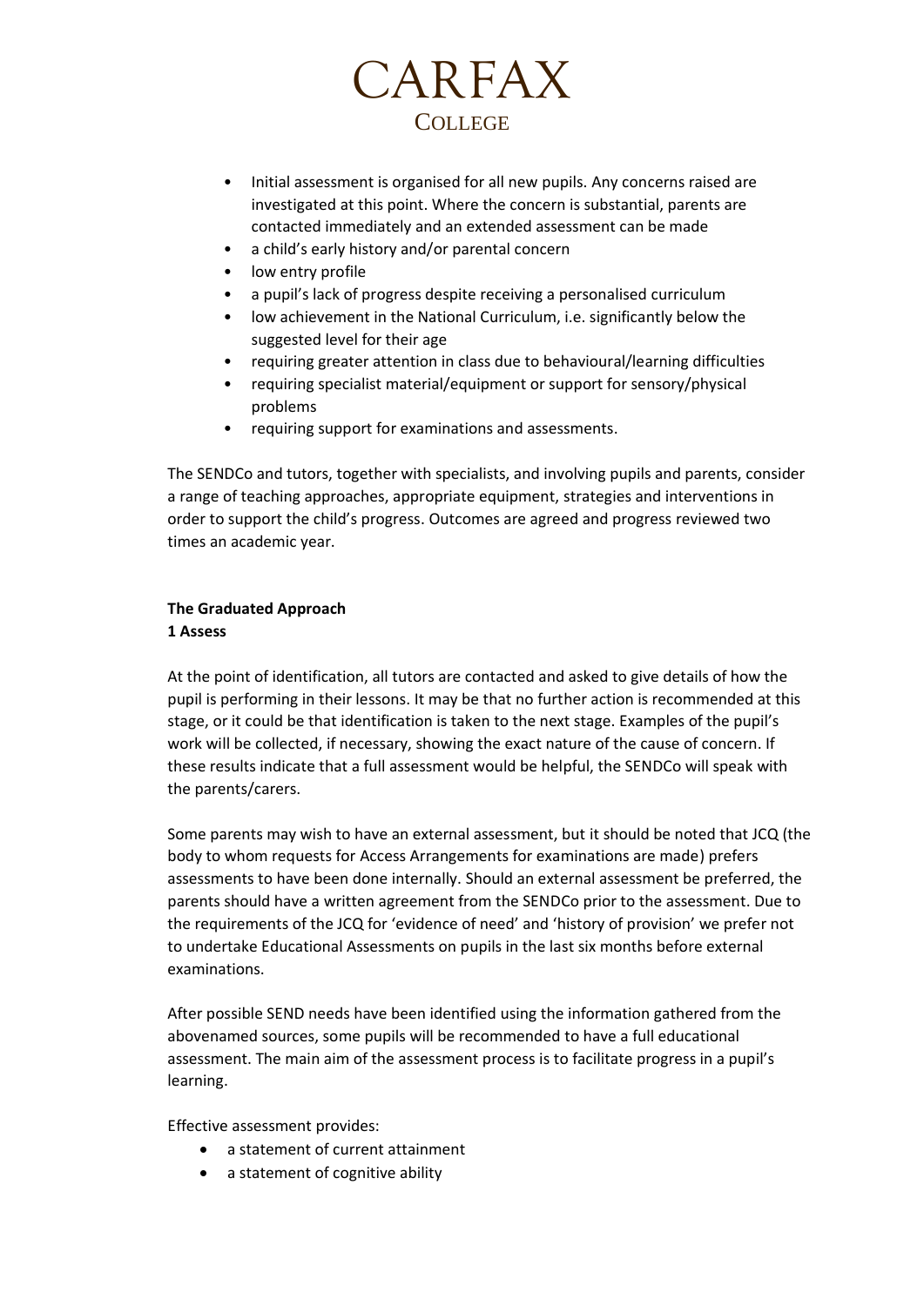- Initial assessment is organised for all new pupils. Any concerns raised are investigated at this point. Where the concern is substantial, parents are contacted immediately and an extended assessment can be made
- a child's early history and/or parental concern
- low entry profile
- a pupil's lack of progress despite receiving a personalised curriculum
- low achievement in the National Curriculum, i.e. significantly below the suggested level for their age
- requiring greater attention in class due to behavioural/learning difficulties
- requiring specialist material/equipment or support for sensory/physical problems
- requiring support for examinations and assessments.

The SENDCo and tutors, together with specialists, and involving pupils and parents, consider a range of teaching approaches, appropriate equipment, strategies and interventions in order to support the child's progress. Outcomes are agreed and progress reviewed two times an academic year.

**The Graduated Approach**

**1 Assess**

At the point of identification, all tutors are contacted and asked to give details of how the pupil is performing in their lessons. It may be that no further action is recommended at this stage, or it could be that identification is taken to the next stage. Examples of the pupil's work will be collected, if necessary, showing the exact nature of the cause of concern. If these results indicate that a full assessment would be helpful, the SENDCo will speak with the parents/carers.

Some parents may wish to have an external assessment, but it should be noted that JCQ (the body to whom requests for Access Arrangements for examinations are made) prefers assessments to have been done internally. Should an external assessment be preferred, the parents should have a written agreement from the SENDCo prior to the assessment. Due to the requirements of the JCQ for 'evidence of need' and 'history of provision' we prefer not to undertake Educational Assessments on pupils in the last six months before external examinations.

After possible SEND needs have been identified using the information gathered from the abovenamed sources, some pupils will be recommended to have a full educational assessment. The main aim of the assessment process is to facilitate progress in a pupil's learning.

Effective assessment provides:

- a statement of current attainment
- a statement of cognitive ability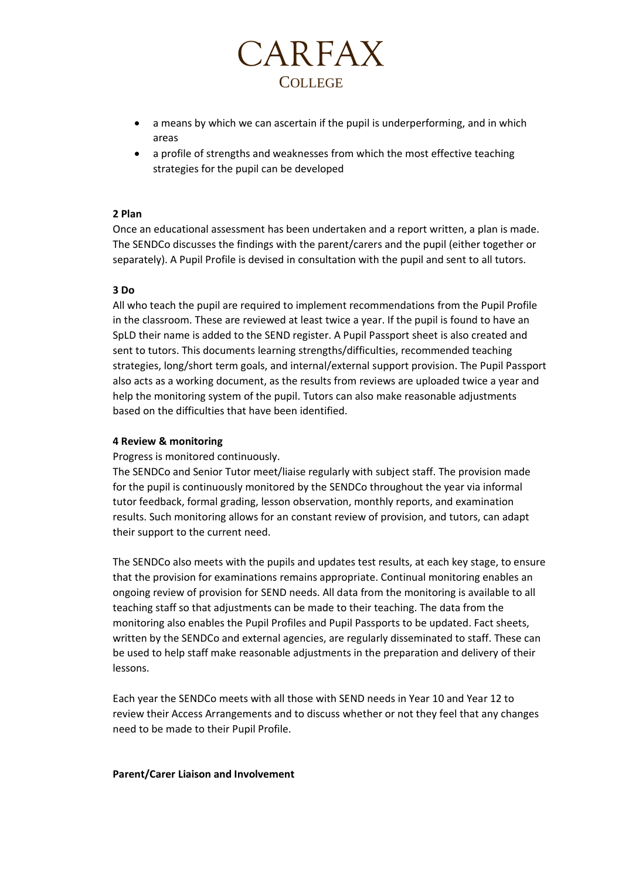- a means by which we can ascertain if the pupil is underperforming, and in which areas
- a profile of strengths and weaknesses from which the most effective teaching strategies for the pupil can be developed

**2 Plan**

Once an educational assessment has been undertaken and a report written, a plan is made. The SENDCo discusses the findings with the parent/carers and the pupil (either together or separately). A Pupil Profile is devised in consultation with the pupil and sent to all tutors.

**3 Do**

All who teach the pupil are required to implement recommendations from the Pupil Profile in the classroom. These are reviewed at least twice a year. If the pupil is found to have an SpLD their name is added to the SEND register. A Pupil Passport sheet is also created and sent to tutors. This documents learning strengths/difficulties, recommended teaching strategies, long/short term goals, and internal/external support provision. The Pupil Passport also acts as a working document, as the results from reviews are uploaded twice a year and help the monitoring system of the pupil. Tutors can also make reasonable adjustments based on the difficulties that have been identified.

**4 Review & monitoring**

Progress is monitored continuously.

The SENDCo and Senior Tutor meet/liaise regularly with subject staff. The provision made for the pupil is continuously monitored by the SENDCo throughout the year via informal tutor feedback, formal grading, lesson observation, monthly reports, and examination results. Such monitoring allows for an constant review of provision, and tutors, can adapt their support to the current need.

The SENDCo also meets with the pupils and updates test results, at each key stage, to ensure that the provision for examinations remains appropriate. Continual monitoring enables an ongoing review of provision for SEND needs. All data from the monitoring is available to all teaching staff so that adjustments can be made to their teaching. The data from the monitoring also enables the Pupil Profiles and Pupil Passports to be updated. Fact sheets, written by the SENDCo and external agencies, are regularly disseminated to staff. These can be used to help staff make reasonable adjustments in the preparation and delivery of their lessons.

Each year the SENDCo meets with all those with SEND needs in Year 10 and Year 12 to review their Access Arrangements and to discuss whether or not they feel that any changes need to be made to their Pupil Profile.

**Parent/Carer Liaison and Involvement**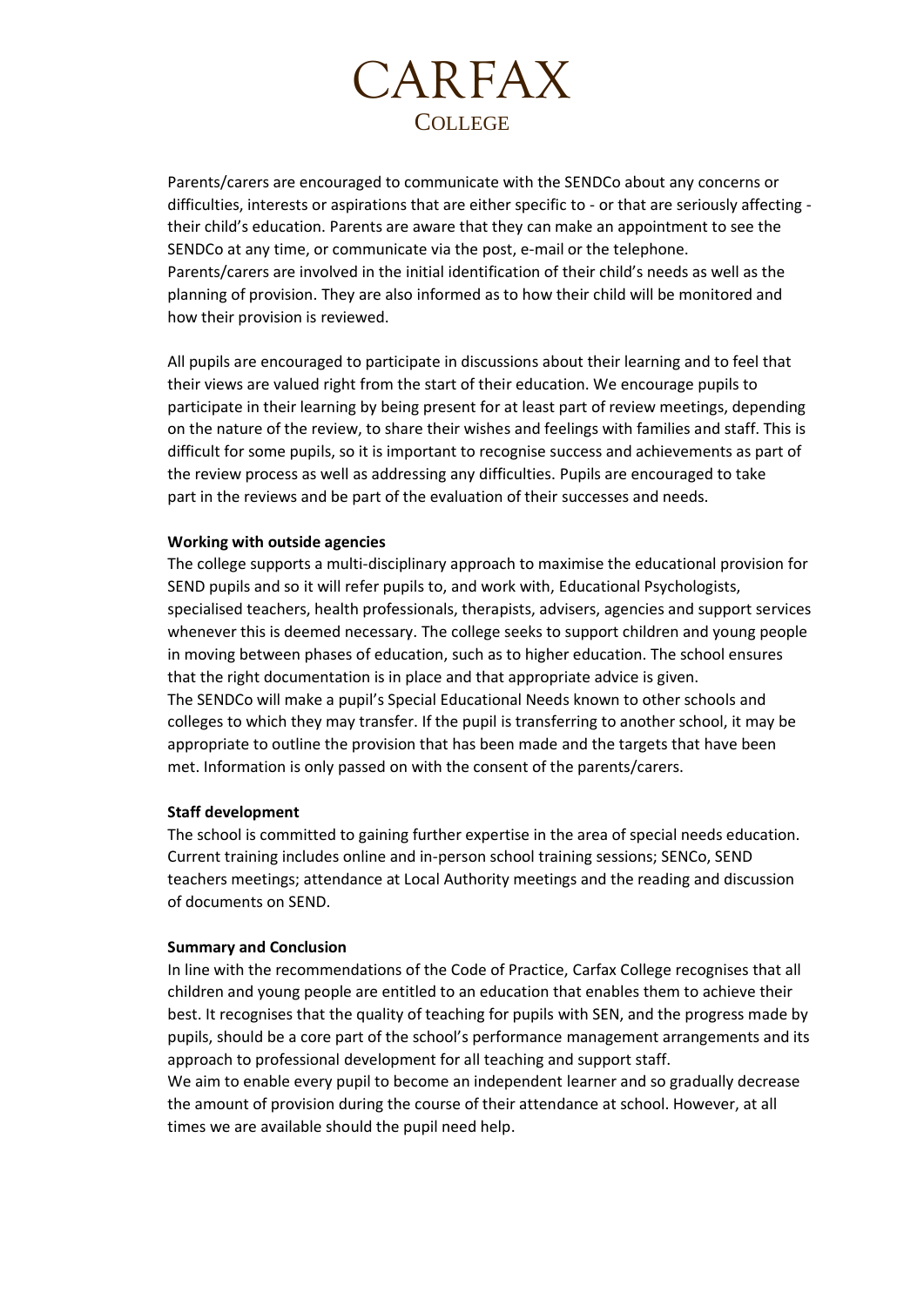Parents/carers are encouraged to communicate with the SENDCo about any concerns or difficulties, interests or aspirations that are either specific to - or that are seriously affecting - their child's education. Parents are aware that they can make an appointment to see the SENDCo at any time, or communicate via the post, e-mail or the telephone.
Parents/carers are involved in the initial identification of their child's needs as well as the planning of provision. They are also informed as to how their child will be monitored and how their provision is reviewed.

All pupils are encouraged to participate in discussions about their learning and to feel that their views are valued right from the start of their education. We encourage pupils to participate in their learning by being present for at least part of review meetings, depending on the nature of the review, to share their wishes and feelings with families and staff. This is difficult for some pupils, so it is important to recognise success and achievements as part of the review process as well as addressing any difficulties. Pupils are encouraged to take part in the reviews and be part of the evaluation of their successes and needs.

**Working with outside agencies**

The college supports a multi-disciplinary approach to maximise the educational provision for SEND pupils and so it will refer pupils to, and work with, Educational Psychologists, specialised teachers, health professionals, therapists, advisers, agencies and support services whenever this is deemed necessary. The college seeks to support children and young people in moving between phases of education, such as to higher education. The school ensures that the right documentation is in place and that appropriate advice is given.
The SENDCo will make a pupil's Special Educational Needs known to other schools and colleges to which they may transfer. If the pupil is transferring to another school, it may be appropriate to outline the provision that has been made and the targets that have been met. Information is only passed on with the consent of the parents/carers.

**Staff development**

The school is committed to gaining further expertise in the area of special needs education. Current training includes online and in-person school training sessions; SENCo, SEND teachers meetings; attendance at Local Authority meetings and the reading and discussion of documents on SEND.

**Summary and Conclusion**

In line with the recommendations of the Code of Practice, Carfax College recognises that all children and young people are entitled to an education that enables them to achieve their best. It recognises that the quality of teaching for pupils with SEN, and the progress made by pupils, should be a core part of the school's performance management arrangements and its approach to professional development for all teaching and support staff.
We aim to enable every pupil to become an independent learner and so gradually decrease the amount of provision during the course of their attendance at school. However, at all times we are available should the pupil need help.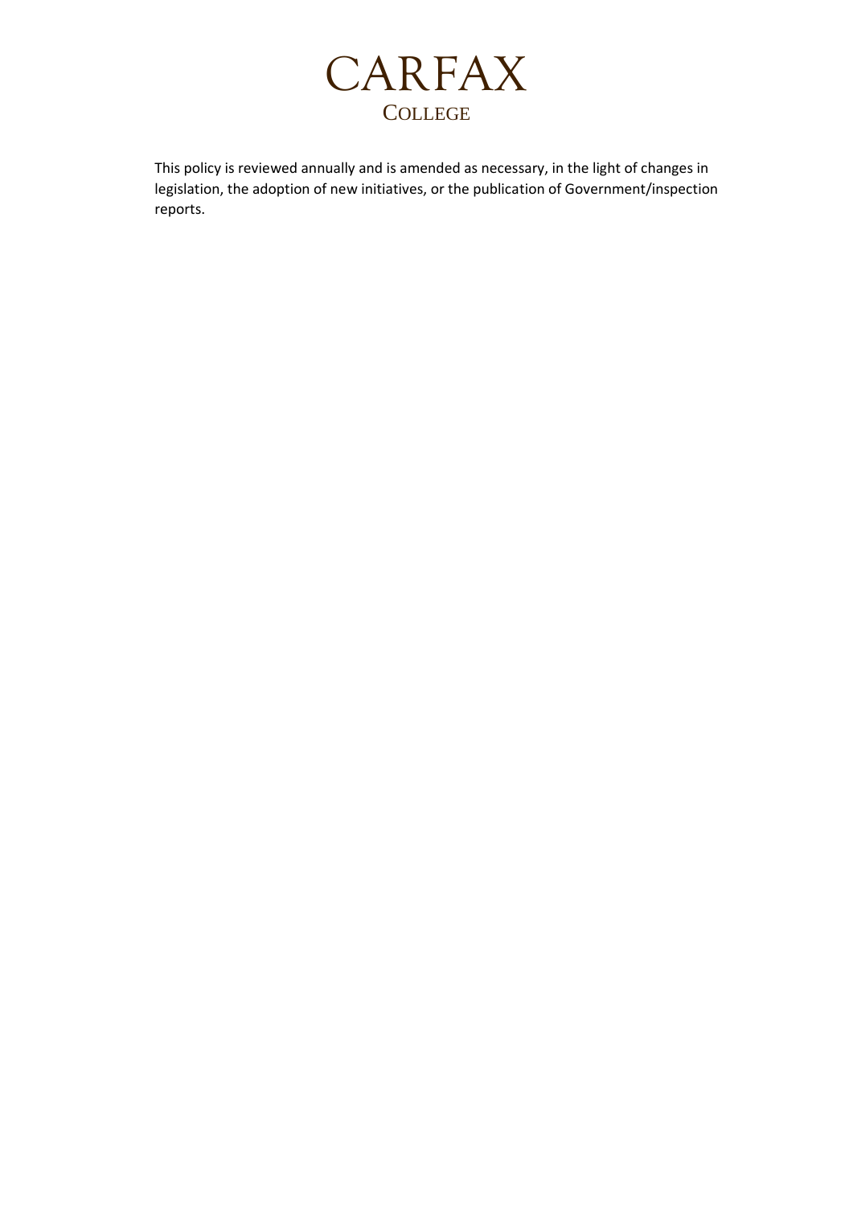# CARFAX
## COLLEGE

This policy is reviewed annually and is amended as necessary, in the light of changes in legislation, the adoption of new initiatives, or the publication of Government/inspection reports.